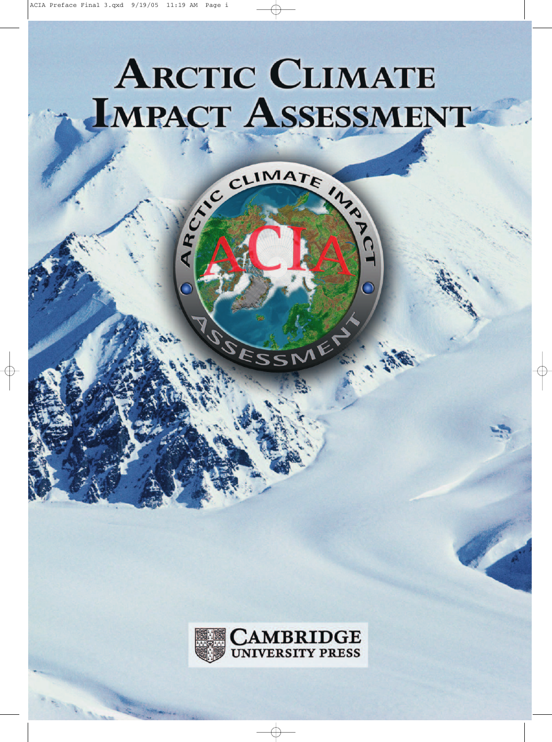# ARCTIC CLIMATE IMPACT ASSESSMENT

CAMBRIDGE UNIVERSITY PRESS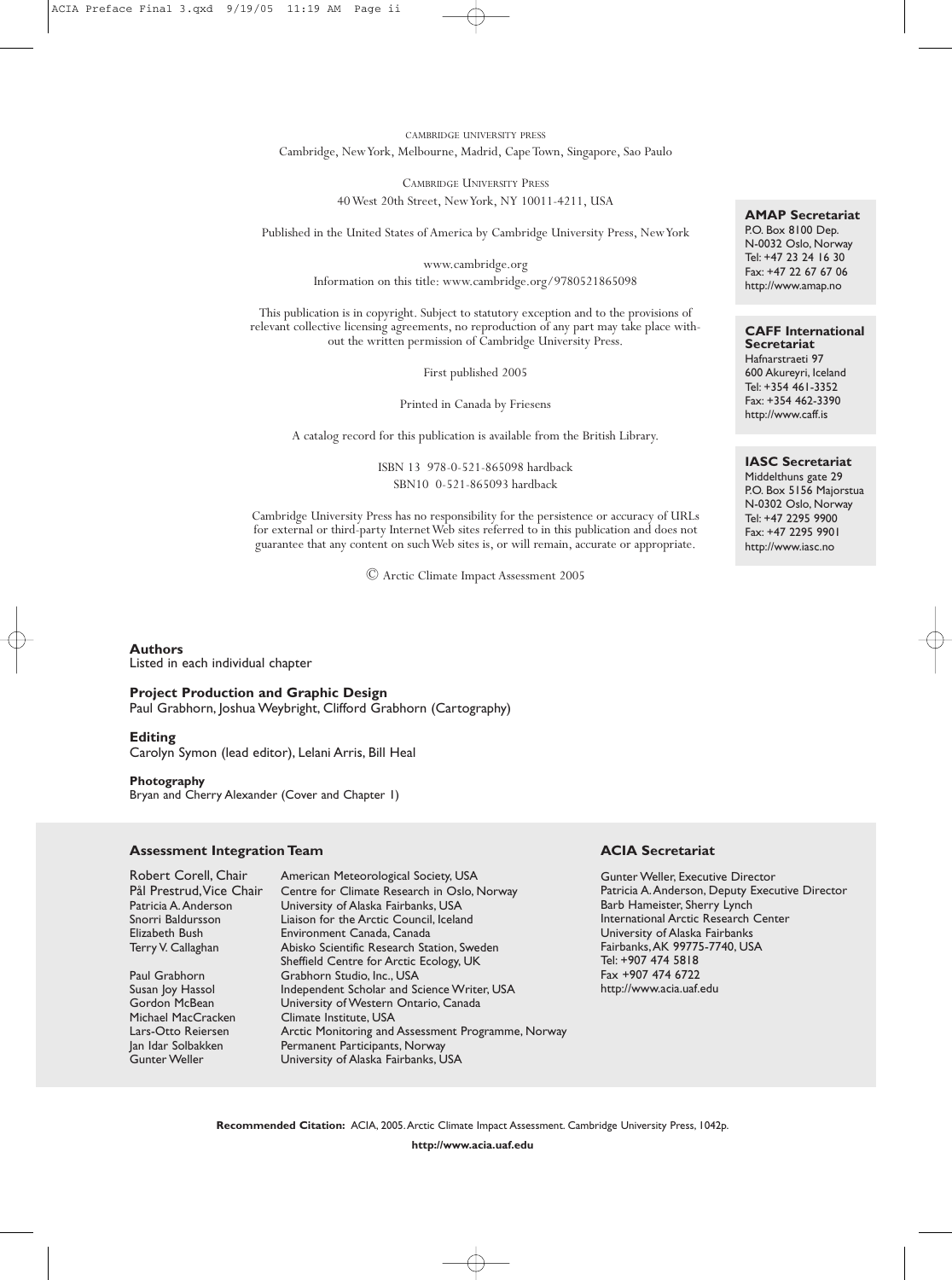CAMBRIDGE UNIVERSITY PRESS
Cambridge, New York, Melbourne, Madrid, Cape Town, Singapore, Sao Paulo

CAMBRIDGE UNIVERSITY PRESS
40 West 20th Street, New York, NY 10011-4211, USA

Published in the United States of America by Cambridge University Press, New York

www.cambridge.org
Information on this title: www.cambridge.org/9780521865098

This publication is in copyright. Subject to statutory exception and to the provisions of relevant collective licensing agreements, no reproduction of any part may take place without the written permission of Cambridge University Press.

First published 2005

Printed in Canada by Friesens

A catalog record for this publication is available from the British Library.

ISBN 13 978-0-521-865098 hardback
SBN10 0-521-865093 hardback

Cambridge University Press has no responsibility for the persistence or accuracy of URLs for external or third-party Internet Web sites referred to in this publication and does not guarantee that any content on such Web sites is, or will remain, accurate or appropriate.

© Arctic Climate Impact Assessment 2005

**AMAP Secretariat**
P.O. Box 8100 Dep.
N-0032 Oslo, Norway
Tel: +47 23 24 16 30
Fax: +47 22 67 67 06
http://www.amap.no

**CAFF International Secretariat**
Hafnarstraeti 97
600 Akureyri, Iceland
Tel: +354 461-3352
Fax: +354 462-3390
http://www.caff.is

**IASC Secretariat**
Middelthuns gate 29
P.O. Box 5156 Majorstua
N-0302 Oslo, Norway
Tel: +47 2295 9900
Fax: +47 2295 9901
http://www.iasc.no

**Authors**
Listed in each individual chapter

**Project Production and Graphic Design**
Paul Grabhorn, Joshua Weybright, Clifford Grabhorn (Cartography)

**Editing**
Carolyn Symon (lead editor), Lelani Arris, Bill Heal

**Photography**
Bryan and Cherry Alexander (Cover and Chapter 1)

**Assessment Integration Team**

| | |
|---|---|
| Robert Corell, Chair | American Meteorological Society, USA |
| Pål Prestrud, Vice Chair | Centre for Climate Research in Oslo, Norway |
| Patricia A. Anderson | University of Alaska Fairbanks, USA |
| Snorri Baldursson | Liaison for the Arctic Council, Iceland |
| Elizabeth Bush | Environment Canada, Canada |
| Terry V. Callaghan | Abisko Scientific Research Station, Sweden<br>Sheffield Centre for Arctic Ecology, UK |
| Paul Grabhorn | Grabhorn Studio, Inc., USA |
| Susan Joy Hassol | Independent Scholar and Science Writer, USA |
| Gordon McBean | University of Western Ontario, Canada |
| Michael MacCracken | Climate Institute, USA |
| Lars-Otto Reiersen | Arctic Monitoring and Assessment Programme, Norway |
| Jan Idar Solbakken | Permanent Participants, Norway |
| Gunter Weller | University of Alaska Fairbanks, USA |

**ACIA Secretariat**

Gunter Weller, Executive Director
Patricia A. Anderson, Deputy Executive Director
Barb Hameister, Sherry Lynch
International Arctic Research Center
University of Alaska Fairbanks
Fairbanks, AK 99775-7740, USA
Tel: +907 474 5818
Fax +907 474 6722
http://www.acia.uaf.edu

**Recommended Citation:** ACIA, 2005. Arctic Climate Impact Assessment. Cambridge University Press, 1042p.

**http://www.acia.uaf.edu**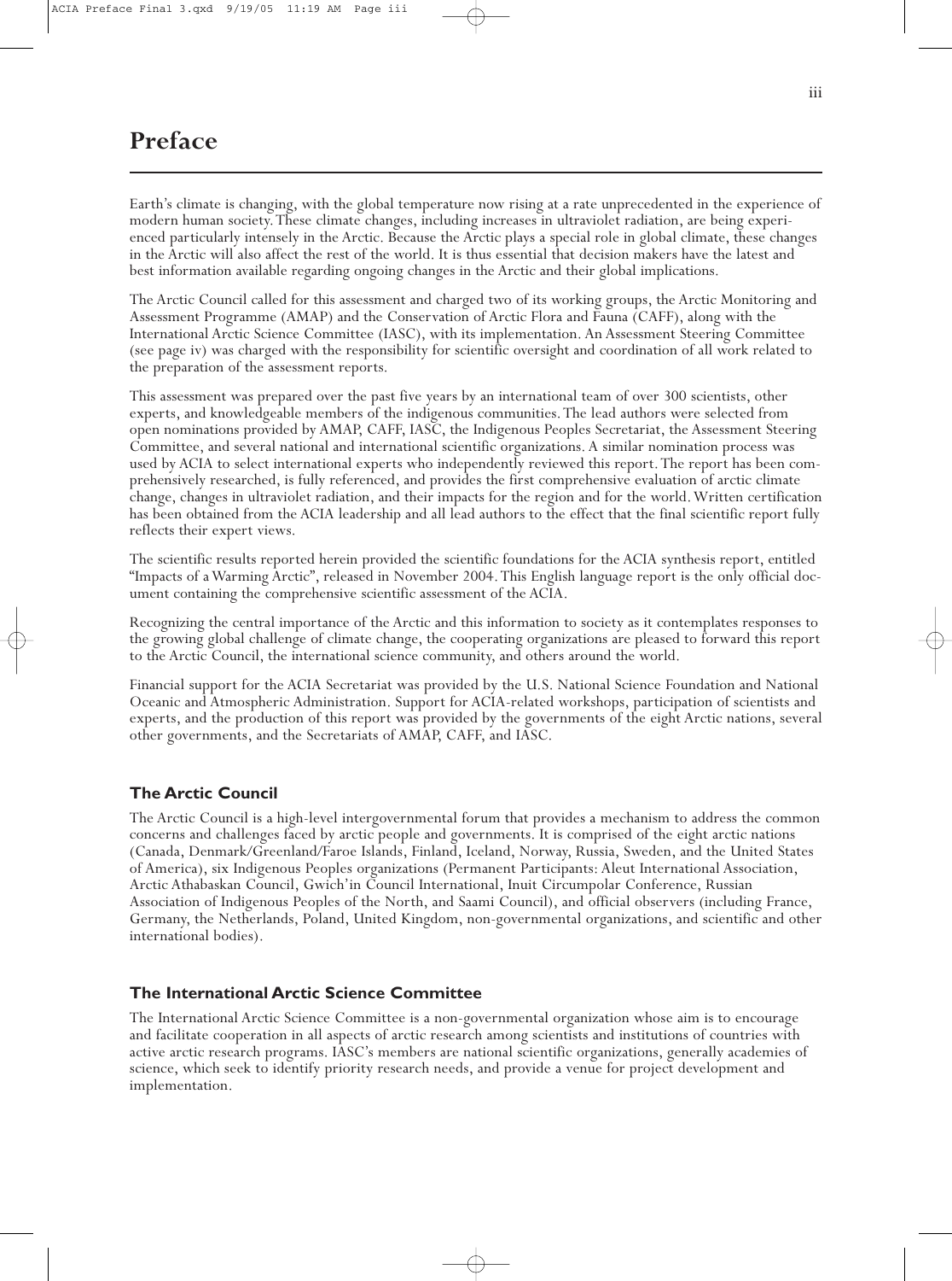# Preface

Earth's climate is changing, with the global temperature now rising at a rate unprecedented in the experience of modern human society. These climate changes, including increases in ultraviolet radiation, are being experienced particularly intensely in the Arctic. Because the Arctic plays a special role in global climate, these changes in the Arctic will also affect the rest of the world. It is thus essential that decision makers have the latest and best information available regarding ongoing changes in the Arctic and their global implications.

The Arctic Council called for this assessment and charged two of its working groups, the Arctic Monitoring and Assessment Programme (AMAP) and the Conservation of Arctic Flora and Fauna (CAFF), along with the International Arctic Science Committee (IASC), with its implementation. An Assessment Steering Committee (see page iv) was charged with the responsibility for scientific oversight and coordination of all work related to the preparation of the assessment reports.

This assessment was prepared over the past five years by an international team of over 300 scientists, other experts, and knowledgeable members of the indigenous communities. The lead authors were selected from open nominations provided by AMAP, CAFF, IASC, the Indigenous Peoples Secretariat, the Assessment Steering Committee, and several national and international scientific organizations. A similar nomination process was used by ACIA to select international experts who independently reviewed this report. The report has been comprehensively researched, is fully referenced, and provides the first comprehensive evaluation of arctic climate change, changes in ultraviolet radiation, and their impacts for the region and for the world. Written certification has been obtained from the ACIA leadership and all lead authors to the effect that the final scientific report fully reflects their expert views.

The scientific results reported herein provided the scientific foundations for the ACIA synthesis report, entitled "Impacts of a Warming Arctic", released in November 2004. This English language report is the only official document containing the comprehensive scientific assessment of the ACIA.

Recognizing the central importance of the Arctic and this information to society as it contemplates responses to the growing global challenge of climate change, the cooperating organizations are pleased to forward this report to the Arctic Council, the international science community, and others around the world.

Financial support for the ACIA Secretariat was provided by the U.S. National Science Foundation and National Oceanic and Atmospheric Administration. Support for ACIA-related workshops, participation of scientists and experts, and the production of this report was provided by the governments of the eight Arctic nations, several other governments, and the Secretariats of AMAP, CAFF, and IASC.

### The Arctic Council

The Arctic Council is a high-level intergovernmental forum that provides a mechanism to address the common concerns and challenges faced by arctic people and governments. It is comprised of the eight arctic nations (Canada, Denmark/Greenland/Faroe Islands, Finland, Iceland, Norway, Russia, Sweden, and the United States of America), six Indigenous Peoples organizations (Permanent Participants: Aleut International Association, Arctic Athabaskan Council, Gwich'in Council International, Inuit Circumpolar Conference, Russian Association of Indigenous Peoples of the North, and Saami Council), and official observers (including France, Germany, the Netherlands, Poland, United Kingdom, non-governmental organizations, and scientific and other international bodies).

### The International Arctic Science Committee

The International Arctic Science Committee is a non-governmental organization whose aim is to encourage and facilitate cooperation in all aspects of arctic research among scientists and institutions of countries with active arctic research programs. IASC's members are national scientific organizations, generally academies of science, which seek to identify priority research needs, and provide a venue for project development and implementation.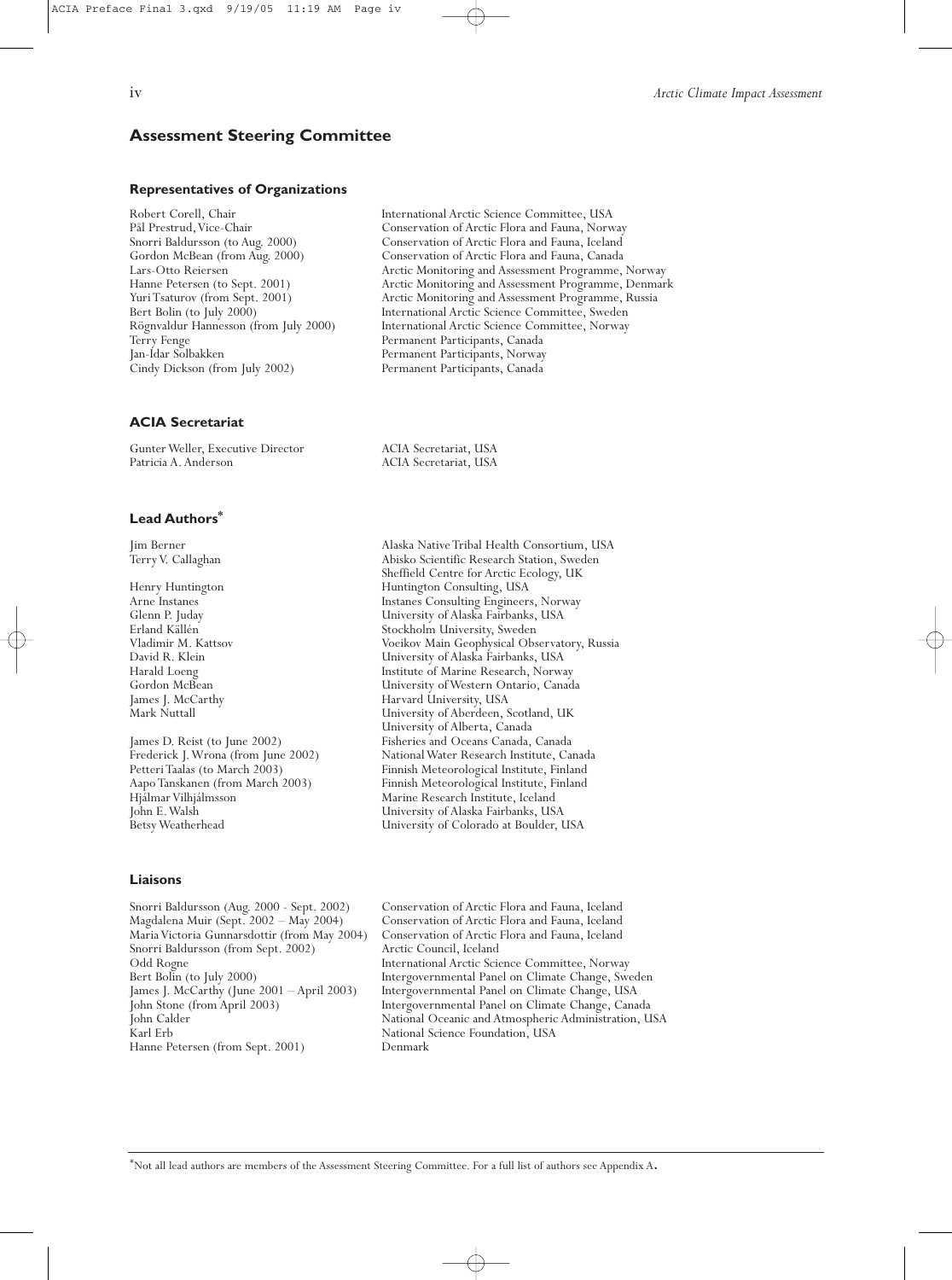## Assessment Steering Committee

### Representatives of Organizations

| | |
|---|---|
| Robert Corell, Chair | International Arctic Science Committee, USA |
| Pål Prestrud, Vice-Chair | Conservation of Arctic Flora and Fauna, Norway |
| Snorri Baldursson (to Aug. 2000) | Conservation of Arctic Flora and Fauna, Iceland |
| Gordon McBean (from Aug. 2000) | Conservation of Arctic Flora and Fauna, Canada |
| Lars-Otto Reiersen | Arctic Monitoring and Assessment Programme, Norway |
| Hanne Petersen (to Sept. 2001) | Arctic Monitoring and Assessment Programme, Denmark |
| Yuri Tsaturov (from Sept. 2001) | Arctic Monitoring and Assessment Programme, Russia |
| Bert Bolin (to July 2000) | International Arctic Science Committee, Sweden |
| Rögnvaldur Hannesson (from July 2000) | International Arctic Science Committee, Norway |
| Terry Fenge | Permanent Participants, Canada |
| Jan-Idar Solbakken | Permanent Participants, Norway |
| Cindy Dickson (from July 2002) | Permanent Participants, Canada |

### ACIA Secretariat

| | |
|---|---|
| Gunter Weller, Executive Director | ACIA Secretariat, USA |
| Patricia A. Anderson | ACIA Secretariat, USA |

### Lead Authors*

| | |
|---|---|
| Jim Berner | Alaska Native Tribal Health Consortium, USA |
| Terry V. Callaghan | Abisko Scientific Research Station, Sweden<br>Sheffield Centre for Arctic Ecology, UK |
| Henry Huntington | Huntington Consulting, USA |
| Arne Instanes | Instanes Consulting Engineers, Norway |
| Glenn P. Juday | University of Alaska Fairbanks, USA |
| Erland Källén | Stockholm University, Sweden |
| Vladimir M. Kattsov | Voeikov Main Geophysical Observatory, Russia |
| David R. Klein | University of Alaska Fairbanks, USA |
| Harald Loeng | Institute of Marine Research, Norway |
| Gordon McBean | University of Western Ontario, Canada |
| James J. McCarthy | Harvard University, USA |
| Mark Nuttall | University of Aberdeen, Scotland, UK<br>University of Alberta, Canada |
| James D. Reist (to June 2002) | Fisheries and Oceans Canada, Canada |
| Frederick J. Wrona (from June 2002) | National Water Research Institute, Canada |
| Petteri Taalas (to March 2003) | Finnish Meteorological Institute, Finland |
| Aapo Tanskanen (from March 2003) | Finnish Meteorological Institute, Finland |
| Hjálmar Vilhjálmsson | Marine Research Institute, Iceland |
| John E. Walsh | University of Alaska Fairbanks, USA |
| Betsy Weatherhead | University of Colorado at Boulder, USA |

### Liaisons

| | |
|---|---|
| Snorri Baldursson (Aug. 2000 - Sept. 2002) | Conservation of Arctic Flora and Fauna, Iceland |
| Magdalena Muir (Sept. 2002 – May 2004) | Conservation of Arctic Flora and Fauna, Iceland |
| Maria Victoria Gunnarsdottir (from May 2004) | Conservation of Arctic Flora and Fauna, Iceland |
| Snorri Baldursson (from Sept. 2002) | Arctic Council, Iceland |
| Odd Rogne | International Arctic Science Committee, Norway |
| Bert Bolin (to July 2000) | Intergovernmental Panel on Climate Change, Sweden |
| James J. McCarthy (June 2001 – April 2003) | Intergovernmental Panel on Climate Change, USA |
| John Stone (from April 2003) | Intergovernmental Panel on Climate Change, Canada |
| John Calder | National Oceanic and Atmospheric Administration, USA |
| Karl Erb | National Science Foundation, USA |
| Hanne Petersen (from Sept. 2001) | Denmark |

*Not all lead authors are members of the Assessment Steering Committee. For a full list of authors see Appendix A.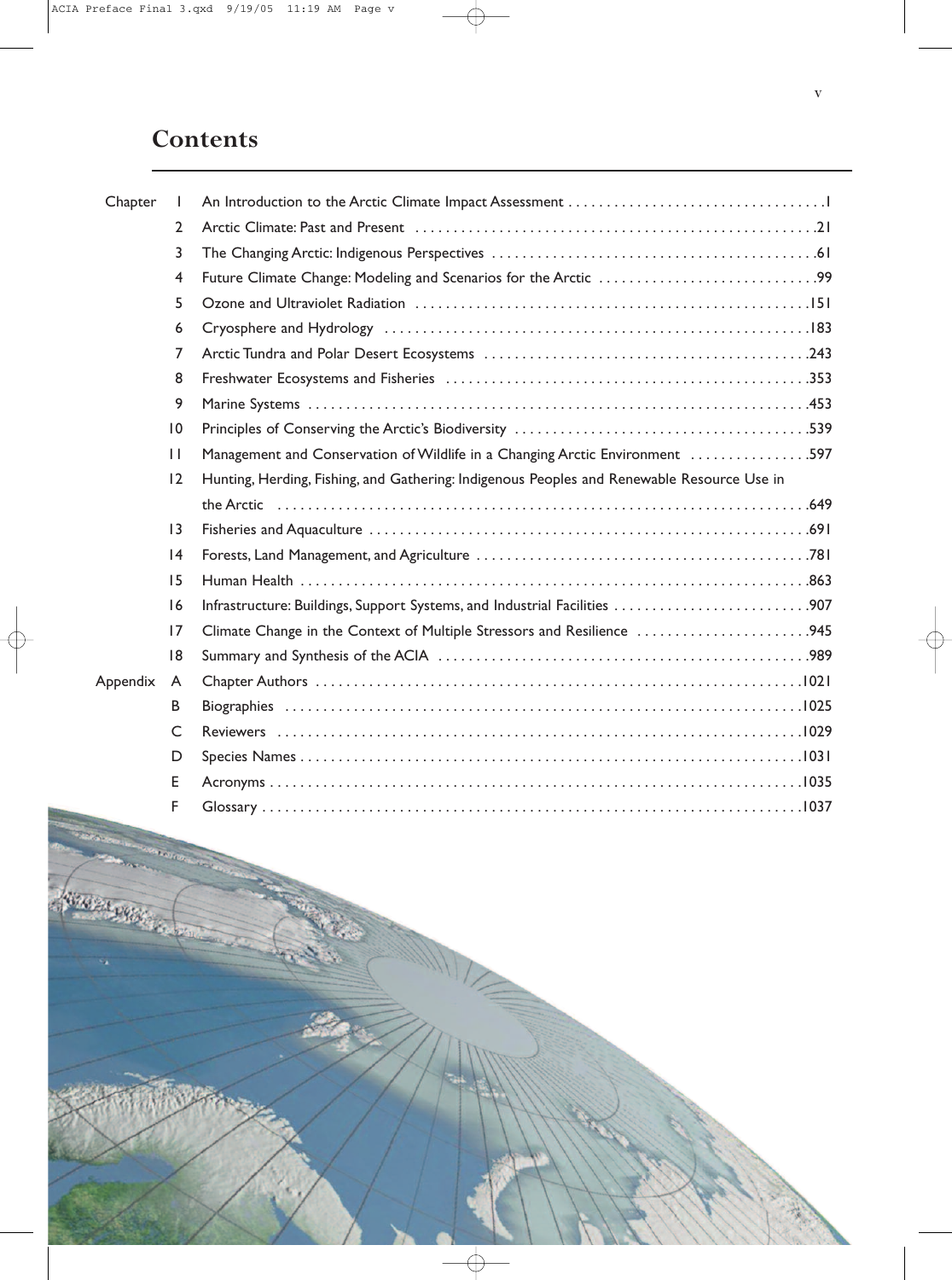# Contents

| | | | |
|---|---|---|---|
| Chapter | 1 | An Introduction to the Arctic Climate Impact Assessment | 1 |
| | 2 | Arctic Climate: Past and Present | 21 |
| | 3 | The Changing Arctic: Indigenous Perspectives | 61 |
| | 4 | Future Climate Change: Modeling and Scenarios for the Arctic | 99 |
| | 5 | Ozone and Ultraviolet Radiation | 151 |
| | 6 | Cryosphere and Hydrology | 183 |
| | 7 | Arctic Tundra and Polar Desert Ecosystems | 243 |
| | 8 | Freshwater Ecosystems and Fisheries | 353 |
| | 9 | Marine Systems | 453 |
| | 10 | Principles of Conserving the Arctic's Biodiversity | 539 |
| | 11 | Management and Conservation of Wildlife in a Changing Arctic Environment | 597 |
| | 12 | Hunting, Herding, Fishing, and Gathering: Indigenous Peoples and Renewable Resource Use in the Arctic | 649 |
| | 13 | Fisheries and Aquaculture | 691 |
| | 14 | Forests, Land Management, and Agriculture | 781 |
| | 15 | Human Health | 863 |
| | 16 | Infrastructure: Buildings, Support Systems, and Industrial Facilities | 907 |
| | 17 | Climate Change in the Context of Multiple Stressors and Resilience | 945 |
| | 18 | Summary and Synthesis of the ACIA | 989 |
| Appendix | A | Chapter Authors | 1021 |
| | B | Biographies | 1025 |
| | C | Reviewers | 1029 |
| | D | Species Names | 1031 |
| | E | Acronyms | 1035 |
| | F | Glossary | 1037 |